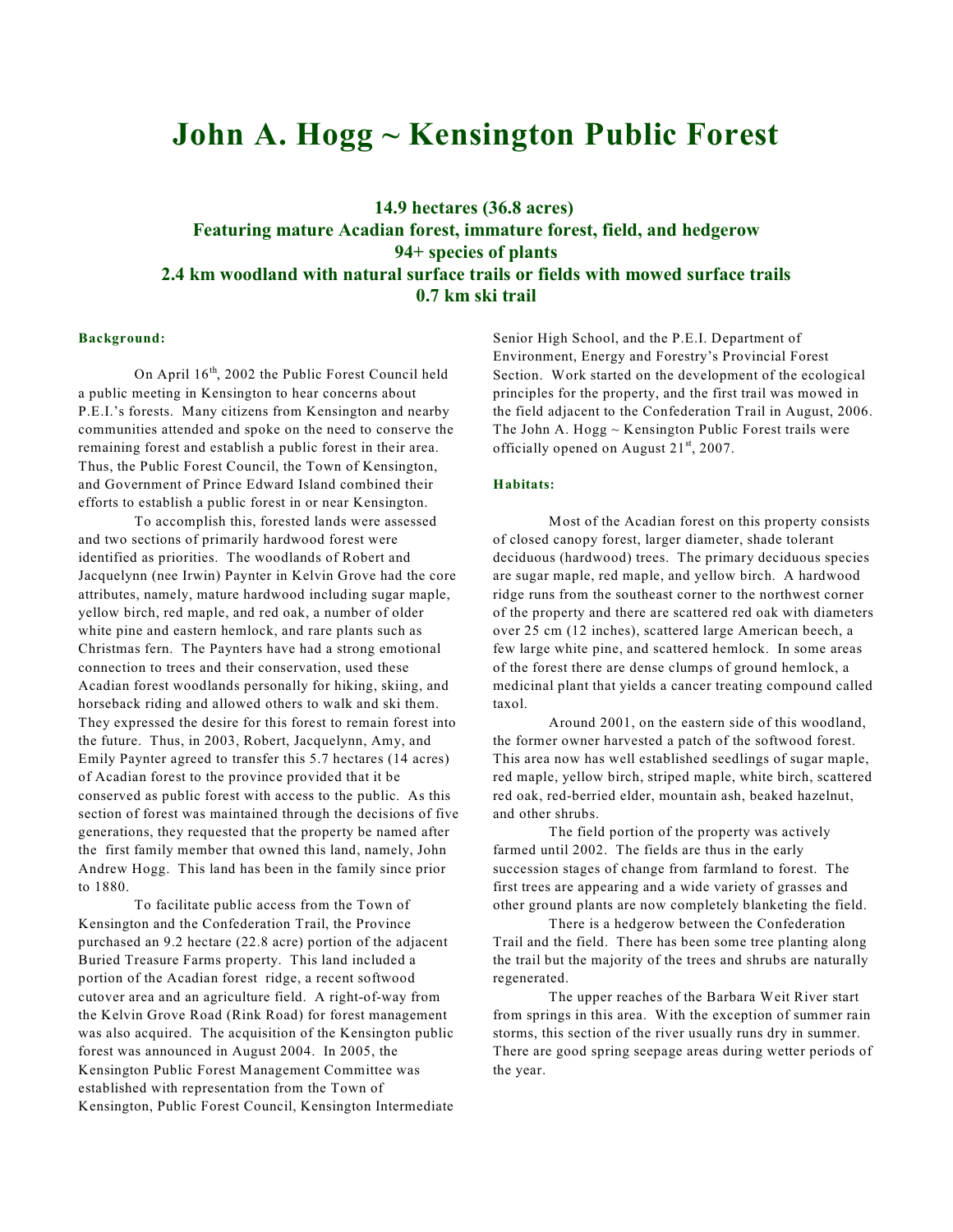# John A. Hogg ~ Kensington Public Forest

**14.9 hectares (36.8 acres)**
**Featuring mature Acadian forest, immature forest, field, and hedgerow**
**94+ species of plants**
**2.4 km woodland with natural surface trails or fields with mowed surface trails**
**0.7 km ski trail**

### Background:

On April 16th, 2002 the Public Forest Council held a public meeting in Kensington to hear concerns about P.E.I.'s forests. Many citizens from Kensington and nearby communities attended and spoke on the need to conserve the remaining forest and establish a public forest in their area. Thus, the Public Forest Council, the Town of Kensington, and Government of Prince Edward Island combined their efforts to establish a public forest in or near Kensington.

To accomplish this, forested lands were assessed and two sections of primarily hardwood forest were identified as priorities. The woodlands of Robert and Jacquelynn (nee Irwin) Paynter in Kelvin Grove had the core attributes, namely, mature hardwood including sugar maple, yellow birch, red maple, and red oak, a number of older white pine and eastern hemlock, and rare plants such as Christmas fern. The Paynters have had a strong emotional connection to trees and their conservation, used these Acadian forest woodlands personally for hiking, skiing, and horseback riding and allowed others to walk and ski them. They expressed the desire for this forest to remain forest into the future. Thus, in 2003, Robert, Jacquelynn, Amy, and Emily Paynter agreed to transfer this 5.7 hectares (14 acres) of Acadian forest to the province provided that it be conserved as public forest with access to the public. As this section of forest was maintained through the decisions of five generations, they requested that the property be named after the first family member that owned this land, namely, John Andrew Hogg. This land has been in the family since prior to 1880.

To facilitate public access from the Town of Kensington and the Confederation Trail, the Province purchased an 9.2 hectare (22.8 acre) portion of the adjacent Buried Treasure Farms property. This land included a portion of the Acadian forest ridge, a recent softwood cutover area and an agriculture field. A right-of-way from the Kelvin Grove Road (Rink Road) for forest management was also acquired. The acquisition of the Kensington public forest was announced in August 2004. In 2005, the Kensington Public Forest Management Committee was established with representation from the Town of Kensington, Public Forest Council, Kensington Intermediate Senior High School, and the P.E.I. Department of Environment, Energy and Forestry's Provincial Forest Section. Work started on the development of the ecological principles for the property, and the first trail was mowed in the field adjacent to the Confederation Trail in August, 2006. The John A. Hogg ~ Kensington Public Forest trails were officially opened on August 21st, 2007.

### Habitats:

Most of the Acadian forest on this property consists of closed canopy forest, larger diameter, shade tolerant deciduous (hardwood) trees. The primary deciduous species are sugar maple, red maple, and yellow birch. A hardwood ridge runs from the southeast corner to the northwest corner of the property and there are scattered red oak with diameters over 25 cm (12 inches), scattered large American beech, a few large white pine, and scattered hemlock. In some areas of the forest there are dense clumps of ground hemlock, a medicinal plant that yields a cancer treating compound called taxol.

Around 2001, on the eastern side of this woodland, the former owner harvested a patch of the softwood forest. This area now has well established seedlings of sugar maple, red maple, yellow birch, striped maple, white birch, scattered red oak, red-berried elder, mountain ash, beaked hazelnut, and other shrubs.

The field portion of the property was actively farmed until 2002. The fields are thus in the early succession stages of change from farmland to forest. The first trees are appearing and a wide variety of grasses and other ground plants are now completely blanketing the field.

There is a hedgerow between the Confederation Trail and the field. There has been some tree planting along the trail but the majority of the trees and shrubs are naturally regenerated.

The upper reaches of the Barbara Weit River start from springs in this area. With the exception of summer rain storms, this section of the river usually runs dry in summer. There are good spring seepage areas during wetter periods of the year.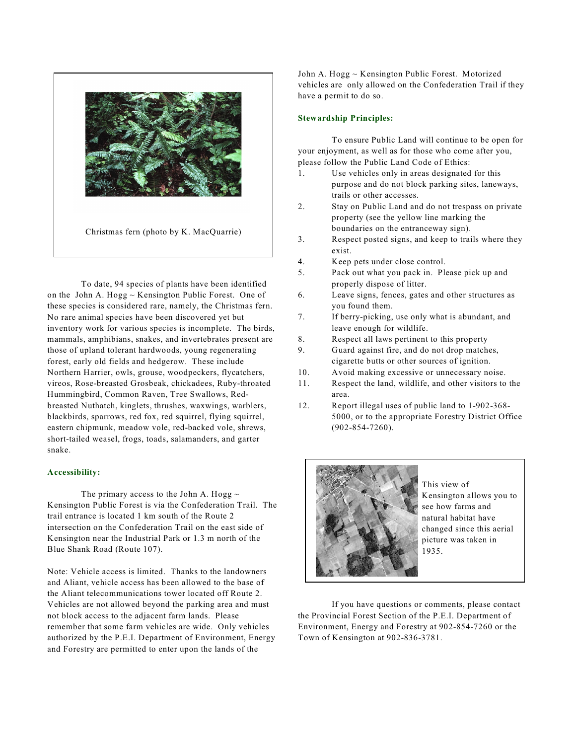Christmas fern (photo by K. MacQuarrie)

To date, 94 species of plants have been identified on the John A. Hogg ~ Kensington Public Forest. One of these species is considered rare, namely, the Christmas fern. No rare animal species have been discovered yet but inventory work for various species is incomplete. The birds, mammals, amphibians, snakes, and invertebrates present are those of upland tolerant hardwoods, young regenerating forest, early old fields and hedgerow. These include Northern Harrier, owls, grouse, woodpeckers, flycatchers, vireos, Rose-breasted Grosbeak, chickadees, Ruby-throated Hummingbird, Common Raven, Tree Swallows, Red-breasted Nuthatch, kinglets, thrushes, waxwings, warblers, blackbirds, sparrows, red fox, red squirrel, flying squirrel, eastern chipmunk, meadow vole, red-backed vole, shrews, short-tailed weasel, frogs, toads, salamanders, and garter snake.

**Accessibility:**

The primary access to the John A. Hogg ~ Kensington Public Forest is via the Confederation Trail. The trail entrance is located 1 km south of the Route 2 intersection on the Confederation Trail on the east side of Kensington near the Industrial Park or 1.3 m north of the Blue Shank Road (Route 107).

Note: Vehicle access is limited. Thanks to the landowners and Aliant, vehicle access has been allowed to the base of the Aliant telecommunications tower located off Route 2. Vehicles are not allowed beyond the parking area and must not block access to the adjacent farm lands. Please remember that some farm vehicles are wide. Only vehicles authorized by the P.E.I. Department of Environment, Energy and Forestry are permitted to enter upon the lands of the John A. Hogg ~ Kensington Public Forest. Motorized vehicles are only allowed on the Confederation Trail if they have a permit to do so.

**Stewardship Principles:**

To ensure Public Land will continue to be open for your enjoyment, as well as for those who come after you, please follow the Public Land Code of Ethics:

1. Use vehicles only in areas designated for this purpose and do not block parking sites, laneways, trails or other accesses.
2. Stay on Public Land and do not trespass on private property (see the yellow line marking the boundaries on the entranceway sign).
3. Respect posted signs, and keep to trails where they exist.
4. Keep pets under close control.
5. Pack out what you pack in. Please pick up and properly dispose of litter.
6. Leave signs, fences, gates and other structures as you found them.
7. If berry-picking, use only what is abundant, and leave enough for wildlife.
8. Respect all laws pertinent to this property
9. Guard against fire, and do not drop matches, cigarette butts or other sources of ignition.
10. Avoid making excessive or unnecessary noise.
11. Respect the land, wildlife, and other visitors to the area.
12. Report illegal uses of public land to 1-902-368-5000, or to the appropriate Forestry District Office (902-854-7260).

This view of Kensington allows you to see how farms and natural habitat have changed since this aerial picture was taken in 1935.

If you have questions or comments, please contact the Provincial Forest Section of the P.E.I. Department of Environment, Energy and Forestry at 902-854-7260 or the Town of Kensington at 902-836-3781.